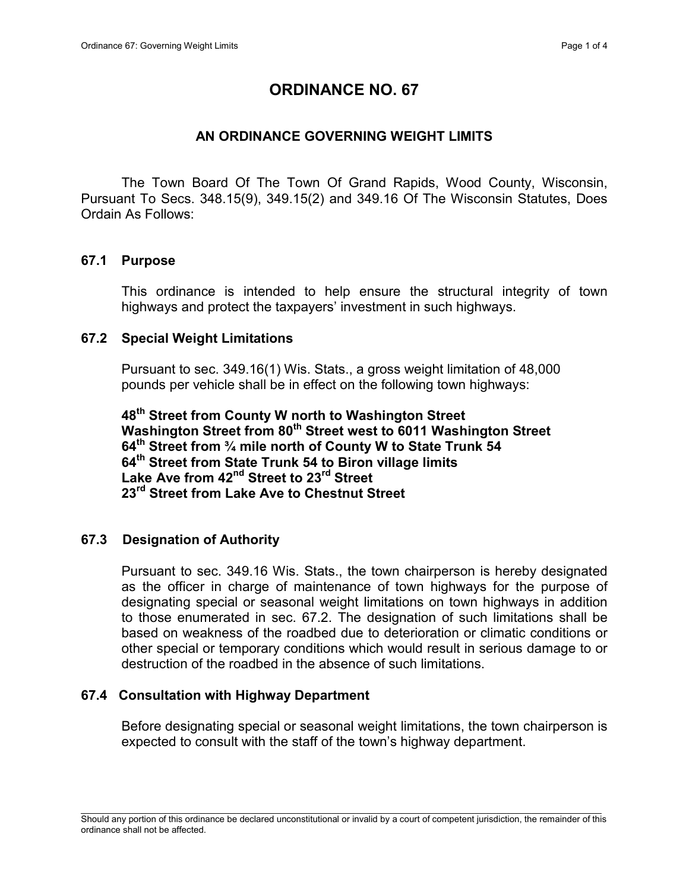# ORDINANCE NO. 67

## AN ORDINANCE GOVERNING WEIGHT LIMITS

The Town Board Of The Town Of Grand Rapids, Wood County, Wisconsin, Pursuant To Secs. 348.15(9), 349.15(2) and 349.16 Of The Wisconsin Statutes, Does Ordain As Follows:

### 67.1 Purpose

This ordinance is intended to help ensure the structural integrity of town highways and protect the taxpayers' investment in such highways.

### 67.2 Special Weight Limitations

Pursuant to sec. 349.16(1) Wis. Stats., a gross weight limitation of 48,000 pounds per vehicle shall be in effect on the following town highways:

**48th Street from County W north to Washington Street**
**Washington Street from 80th Street west to 6011 Washington Street**
**64th Street from ¾ mile north of County W to State Trunk 54**
**64th Street from State Trunk 54 to Biron village limits**
**Lake Ave from 42nd Street to 23rd Street**
**23rd Street from Lake Ave to Chestnut Street**

### 67.3 Designation of Authority

Pursuant to sec. 349.16 Wis. Stats., the town chairperson is hereby designated as the officer in charge of maintenance of town highways for the purpose of designating special or seasonal weight limitations on town highways in addition to those enumerated in sec. 67.2. The designation of such limitations shall be based on weakness of the roadbed due to deterioration or climatic conditions or other special or temporary conditions which would result in serious damage to or destruction of the roadbed in the absence of such limitations.

### 67.4 Consultation with Highway Department

Before designating special or seasonal weight limitations, the town chairperson is expected to consult with the staff of the town's highway department.

---

Should any portion of this ordinance be declared unconstitutional or invalid by a court of competent jurisdiction, the remainder of this ordinance shall not be affected.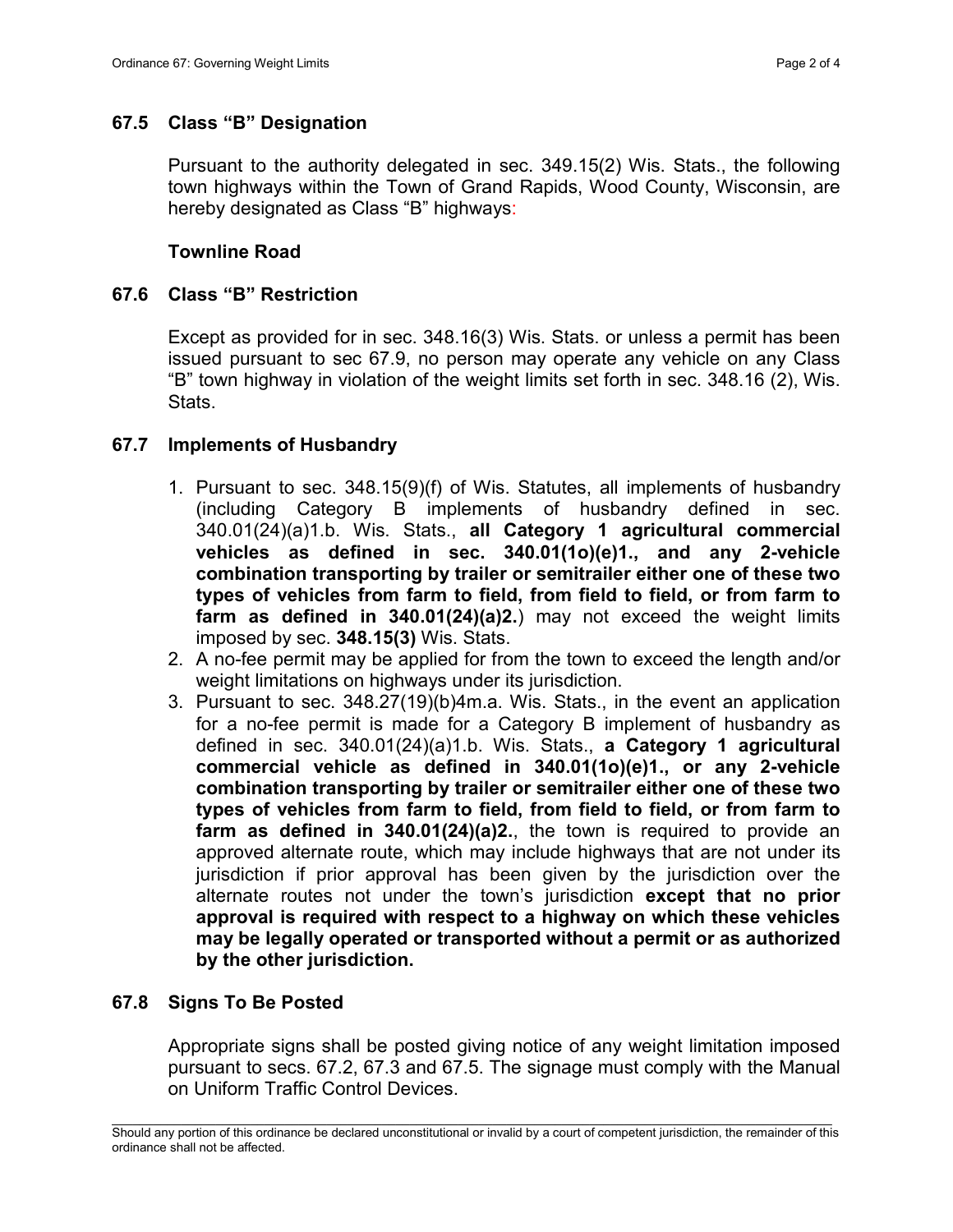## 67.5 Class "B" Designation

Pursuant to the authority delegated in sec. 349.15(2) Wis. Stats., the following town highways within the Town of Grand Rapids, Wood County, Wisconsin, are hereby designated as Class "B" highways:

**Townline Road**

## 67.6 Class "B" Restriction

Except as provided for in sec. 348.16(3) Wis. Stats. or unless a permit has been issued pursuant to sec 67.9, no person may operate any vehicle on any Class "B" town highway in violation of the weight limits set forth in sec. 348.16 (2), Wis. Stats.

## 67.7 Implements of Husbandry

1. Pursuant to sec. 348.15(9)(f) of Wis. Statutes, all implements of husbandry (including Category B implements of husbandry defined in sec. 340.01(24)(a)1.b. Wis. Stats., **all Category 1 agricultural commercial vehicles as defined in sec. 340.01(1o)(e)1., and any 2-vehicle combination transporting by trailer or semitrailer either one of these two types of vehicles from farm to field, from field to field, or from farm to farm as defined in 340.01(24)(a)2.**) may not exceed the weight limits imposed by sec. **348.15(3)** Wis. Stats.
2. A no-fee permit may be applied for from the town to exceed the length and/or weight limitations on highways under its jurisdiction.
3. Pursuant to sec. 348.27(19)(b)4m.a. Wis. Stats., in the event an application for a no-fee permit is made for a Category B implement of husbandry as defined in sec. 340.01(24)(a)1.b. Wis. Stats., **a Category 1 agricultural commercial vehicle as defined in 340.01(1o)(e)1., or any 2-vehicle combination transporting by trailer or semitrailer either one of these two types of vehicles from farm to field, from field to field, or from farm to farm as defined in 340.01(24)(a)2.**, the town is required to provide an approved alternate route, which may include highways that are not under its jurisdiction if prior approval has been given by the jurisdiction over the alternate routes not under the town's jurisdiction **except that no prior approval is required with respect to a highway on which these vehicles may be legally operated or transported without a permit or as authorized by the other jurisdiction.**

## 67.8 Signs To Be Posted

Appropriate signs shall be posted giving notice of any weight limitation imposed pursuant to secs. 67.2, 67.3 and 67.5. The signage must comply with the Manual on Uniform Traffic Control Devices.

Should any portion of this ordinance be declared unconstitutional or invalid by a court of competent jurisdiction, the remainder of this ordinance shall not be affected.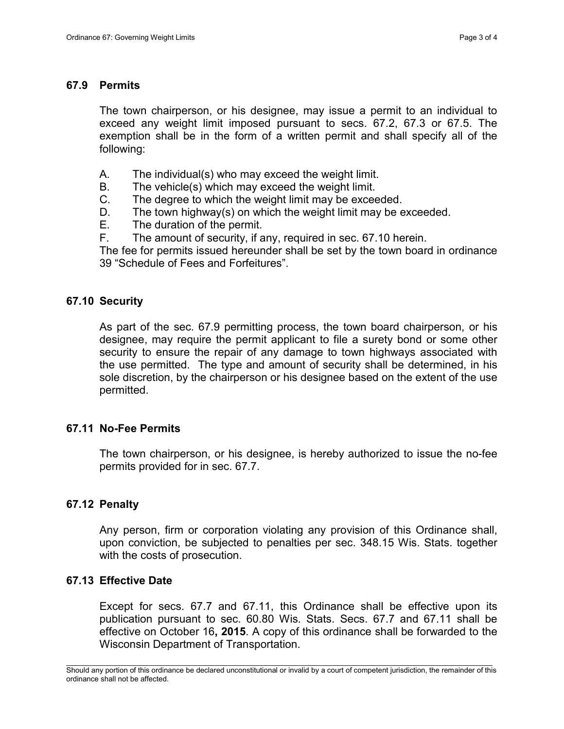## 67.9 Permits

The town chairperson, or his designee, may issue a permit to an individual to exceed any weight limit imposed pursuant to secs. 67.2, 67.3 or 67.5. The exemption shall be in the form of a written permit and shall specify all of the following:

A. The individual(s) who may exceed the weight limit.
B. The vehicle(s) which may exceed the weight limit.
C. The degree to which the weight limit may be exceeded.
D. The town highway(s) on which the weight limit may be exceeded.
E. The duration of the permit.
F. The amount of security, if any, required in sec. 67.10 herein.

The fee for permits issued hereunder shall be set by the town board in ordinance 39 "Schedule of Fees and Forfeitures".

## 67.10 Security

As part of the sec. 67.9 permitting process, the town board chairperson, or his designee, may require the permit applicant to file a surety bond or some other security to ensure the repair of any damage to town highways associated with the use permitted. The type and amount of security shall be determined, in his sole discretion, by the chairperson or his designee based on the extent of the use permitted.

## 67.11 No-Fee Permits

The town chairperson, or his designee, is hereby authorized to issue the no-fee permits provided for in sec. 67.7.

## 67.12 Penalty

Any person, firm or corporation violating any provision of this Ordinance shall, upon conviction, be subjected to penalties per sec. 348.15 Wis. Stats. together with the costs of prosecution.

## 67.13 Effective Date

Except for secs. 67.7 and 67.11, this Ordinance shall be effective upon its publication pursuant to sec. 60.80 Wis. Stats. Secs. 67.7 and 67.11 shall be effective on October 16**, 2015**. A copy of this ordinance shall be forwarded to the Wisconsin Department of Transportation.

Should any portion of this ordinance be declared unconstitutional or invalid by a court of competent jurisdiction, the remainder of this ordinance shall not be affected.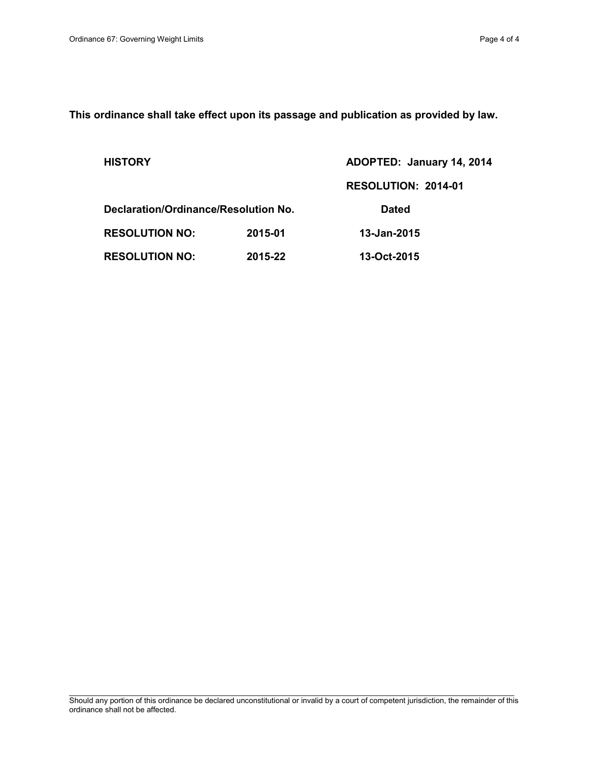**This ordinance shall take effect upon its passage and publication as provided by law.**

| | | |
|---|---|---|
| **HISTORY** | | **ADOPTED: January 14, 2014** |
| | | **RESOLUTION: 2014-01** |
| **Declaration/Ordinance/Resolution No.** | | **Dated** |
| **RESOLUTION NO:** | **2015-01** | **13-Jan-2015** |
| **RESOLUTION NO:** | **2015-22** | **13-Oct-2015** |

Should any portion of this ordinance be declared unconstitutional or invalid by a court of competent jurisdiction, the remainder of this ordinance shall not be affected.